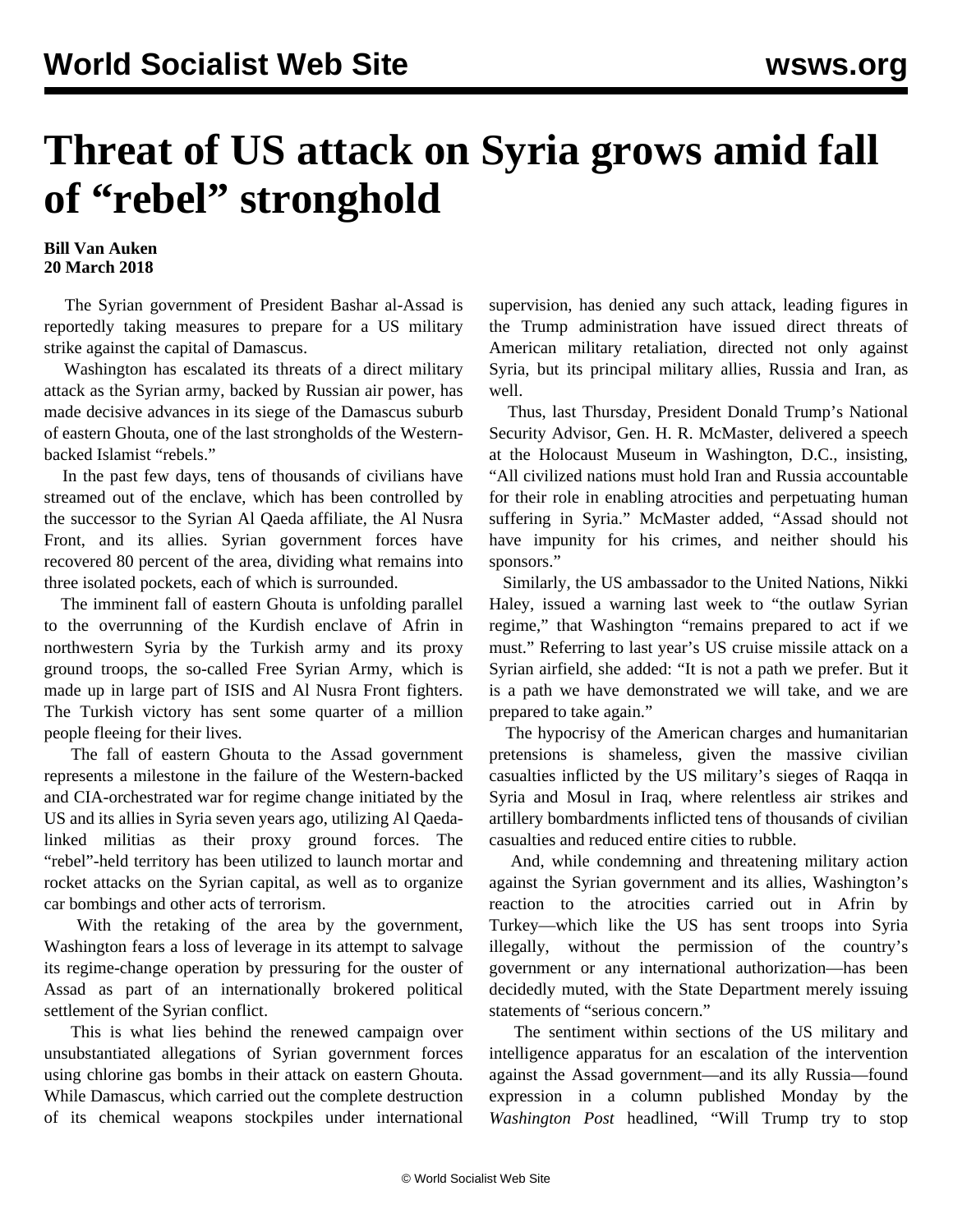# Threat of US attack on Syria grows amid fall of "rebel" stronghold

**Bill Van Auken**
**20 March 2018**

The Syrian government of President Bashar al-Assad is reportedly taking measures to prepare for a US military strike against the capital of Damascus.

Washington has escalated its threats of a direct military attack as the Syrian army, backed by Russian air power, has made decisive advances in its siege of the Damascus suburb of eastern Ghouta, one of the last strongholds of the Western-backed Islamist "rebels."

In the past few days, tens of thousands of civilians have streamed out of the enclave, which has been controlled by the successor to the Syrian Al Qaeda affiliate, the Al Nusra Front, and its allies. Syrian government forces have recovered 80 percent of the area, dividing what remains into three isolated pockets, each of which is surrounded.

The imminent fall of eastern Ghouta is unfolding parallel to the overrunning of the Kurdish enclave of Afrin in northwestern Syria by the Turkish army and its proxy ground troops, the so-called Free Syrian Army, which is made up in large part of ISIS and Al Nusra Front fighters. The Turkish victory has sent some quarter of a million people fleeing for their lives.

The fall of eastern Ghouta to the Assad government represents a milestone in the failure of the Western-backed and CIA-orchestrated war for regime change initiated by the US and its allies in Syria seven years ago, utilizing Al Qaeda-linked militias as their proxy ground forces. The "rebel"-held territory has been utilized to launch mortar and rocket attacks on the Syrian capital, as well as to organize car bombings and other acts of terrorism.

With the retaking of the area by the government, Washington fears a loss of leverage in its attempt to salvage its regime-change operation by pressuring for the ouster of Assad as part of an internationally brokered political settlement of the Syrian conflict.

This is what lies behind the renewed campaign over unsubstantiated allegations of Syrian government forces using chlorine gas bombs in their attack on eastern Ghouta. While Damascus, which carried out the complete destruction of its chemical weapons stockpiles under international supervision, has denied any such attack, leading figures in the Trump administration have issued direct threats of American military retaliation, directed not only against Syria, but its principal military allies, Russia and Iran, as well.

Thus, last Thursday, President Donald Trump's National Security Advisor, Gen. H. R. McMaster, delivered a speech at the Holocaust Museum in Washington, D.C., insisting, "All civilized nations must hold Iran and Russia accountable for their role in enabling atrocities and perpetuating human suffering in Syria." McMaster added, "Assad should not have impunity for his crimes, and neither should his sponsors."

Similarly, the US ambassador to the United Nations, Nikki Haley, issued a warning last week to "the outlaw Syrian regime," that Washington "remains prepared to act if we must." Referring to last year's US cruise missile attack on a Syrian airfield, she added: "It is not a path we prefer. But it is a path we have demonstrated we will take, and we are prepared to take again."

The hypocrisy of the American charges and humanitarian pretensions is shameless, given the massive civilian casualties inflicted by the US military's sieges of Raqqa in Syria and Mosul in Iraq, where relentless air strikes and artillery bombardments inflicted tens of thousands of civilian casualties and reduced entire cities to rubble.

And, while condemning and threatening military action against the Syrian government and its allies, Washington's reaction to the atrocities carried out in Afrin by Turkey—which like the US has sent troops into Syria illegally, without the permission of the country's government or any international authorization—has been decidedly muted, with the State Department merely issuing statements of "serious concern."

The sentiment within sections of the US military and intelligence apparatus for an escalation of the intervention against the Assad government—and its ally Russia—found expression in a column published Monday by the *Washington Post* headlined, "Will Trump try to stop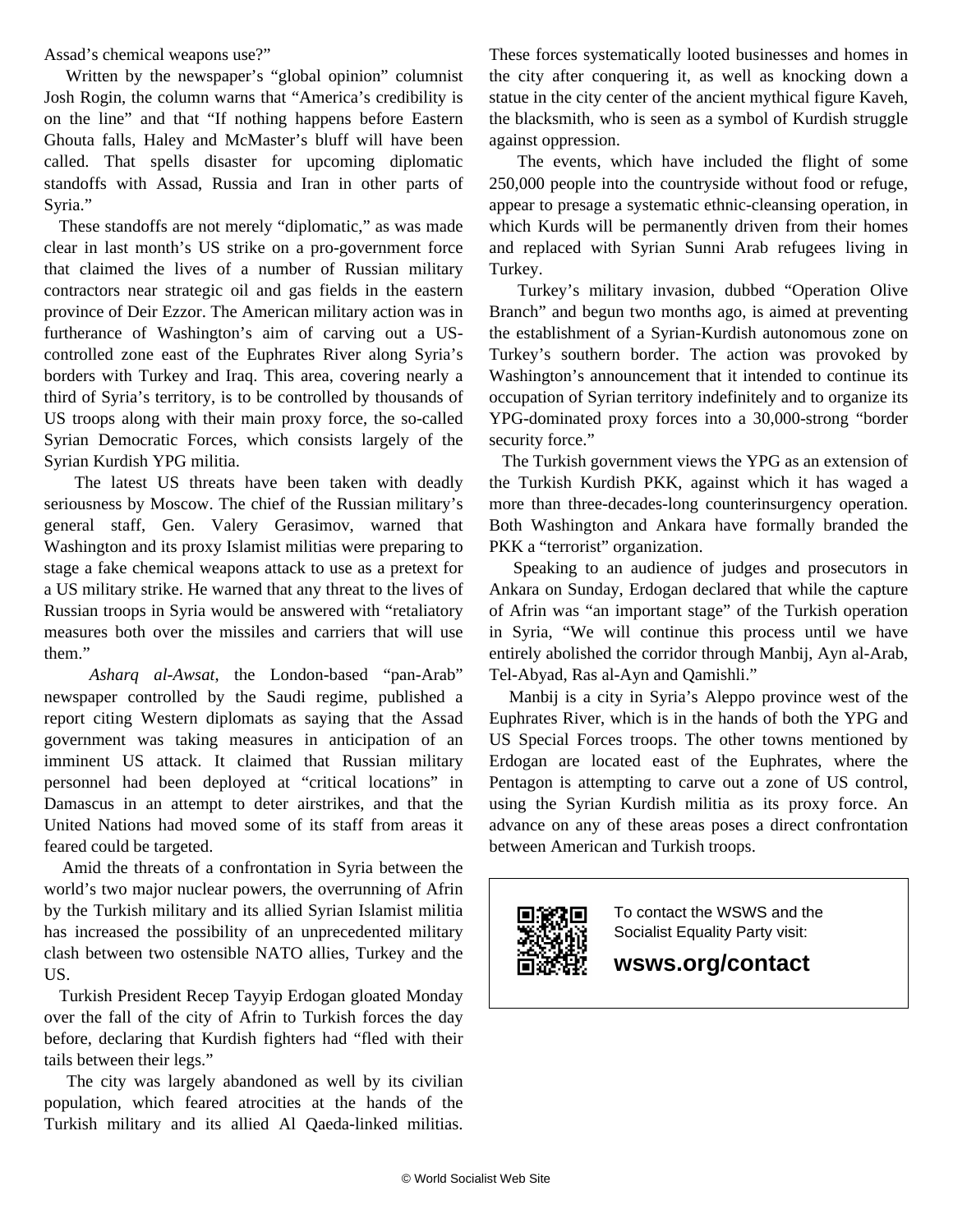Assad's chemical weapons use?"

Written by the newspaper's "global opinion" columnist Josh Rogin, the column warns that "America's credibility is on the line" and that "If nothing happens before Eastern Ghouta falls, Haley and McMaster's bluff will have been called. That spells disaster for upcoming diplomatic standoffs with Assad, Russia and Iran in other parts of Syria."

These standoffs are not merely "diplomatic," as was made clear in last month's US strike on a pro-government force that claimed the lives of a number of Russian military contractors near strategic oil and gas fields in the eastern province of Deir Ezzor. The American military action was in furtherance of Washington's aim of carving out a US-controlled zone east of the Euphrates River along Syria's borders with Turkey and Iraq. This area, covering nearly a third of Syria's territory, is to be controlled by thousands of US troops along with their main proxy force, the so-called Syrian Democratic Forces, which consists largely of the Syrian Kurdish YPG militia.

The latest US threats have been taken with deadly seriousness by Moscow. The chief of the Russian military's general staff, Gen. Valery Gerasimov, warned that Washington and its proxy Islamist militias were preparing to stage a fake chemical weapons attack to use as a pretext for a US military strike. He warned that any threat to the lives of Russian troops in Syria would be answered with "retaliatory measures both over the missiles and carriers that will use them."

*Asharq al-Awsat*, the London-based "pan-Arab" newspaper controlled by the Saudi regime, published a report citing Western diplomats as saying that the Assad government was taking measures in anticipation of an imminent US attack. It claimed that Russian military personnel had been deployed at "critical locations" in Damascus in an attempt to deter airstrikes, and that the United Nations had moved some of its staff from areas it feared could be targeted.

Amid the threats of a confrontation in Syria between the world's two major nuclear powers, the overrunning of Afrin by the Turkish military and its allied Syrian Islamist militia has increased the possibility of an unprecedented military clash between two ostensible NATO allies, Turkey and the US.

Turkish President Recep Tayyip Erdogan gloated Monday over the fall of the city of Afrin to Turkish forces the day before, declaring that Kurdish fighters had "fled with their tails between their legs."

The city was largely abandoned as well by its civilian population, which feared atrocities at the hands of the Turkish military and its allied Al Qaeda-linked militias. These forces systematically looted businesses and homes in the city after conquering it, as well as knocking down a statue in the city center of the ancient mythical figure Kaveh, the blacksmith, who is seen as a symbol of Kurdish struggle against oppression.

The events, which have included the flight of some 250,000 people into the countryside without food or refuge, appear to presage a systematic ethnic-cleansing operation, in which Kurds will be permanently driven from their homes and replaced with Syrian Sunni Arab refugees living in Turkey.

Turkey's military invasion, dubbed "Operation Olive Branch" and begun two months ago, is aimed at preventing the establishment of a Syrian-Kurdish autonomous zone on Turkey's southern border. The action was provoked by Washington's announcement that it intended to continue its occupation of Syrian territory indefinitely and to organize its YPG-dominated proxy forces into a 30,000-strong "border security force."

The Turkish government views the YPG as an extension of the Turkish Kurdish PKK, against which it has waged a more than three-decades-long counterinsurgency operation. Both Washington and Ankara have formally branded the PKK a "terrorist" organization.

Speaking to an audience of judges and prosecutors in Ankara on Sunday, Erdogan declared that while the capture of Afrin was "an important stage" of the Turkish operation in Syria, "We will continue this process until we have entirely abolished the corridor through Manbij, Ayn al-Arab, Tel-Abyad, Ras al-Ayn and Qamishli."

Manbij is a city in Syria's Aleppo province west of the Euphrates River, which is in the hands of both the YPG and US Special Forces troops. The other towns mentioned by Erdogan are located east of the Euphrates, where the Pentagon is attempting to carve out a zone of US control, using the Syrian Kurdish militia as its proxy force. An advance on any of these areas poses a direct confrontation between American and Turkish troops.

To contact the WSWS and the Socialist Equality Party visit:

**wsws.org/contact**